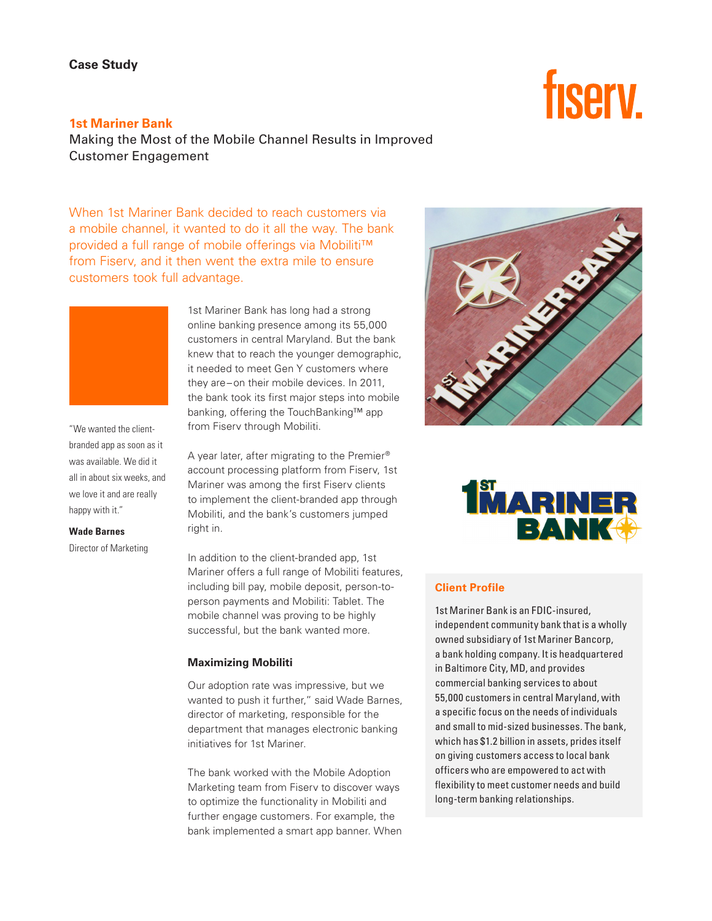Case Study

## 1st Mariner Bank

# Making the Most of the Mobile Channel Results in Improved Customer Engagement

When 1st Mariner Bank decided to reach customers via a mobile channel, it wanted to do it all the way. The bank provided a full range of mobile offerings via Mobiliti™ from Fiserv, and it then went the extra mile to ensure customers took full advantage.

"We wanted the client-branded app as soon as it was available. We did it all in about six weeks, and we love it and are really happy with it."

**Wade Barnes**
Director of Marketing

1st Mariner Bank has long had a strong online banking presence among its 55,000 customers in central Maryland. But the bank knew that to reach the younger demographic, it needed to meet Gen Y customers where they are – on their mobile devices. In 2011, the bank took its first major steps into mobile banking, offering the TouchBanking™ app from Fiserv through Mobiliti.

A year later, after migrating to the Premier® account processing platform from Fiserv, 1st Mariner was among the first Fiserv clients to implement the client-branded app through Mobiliti, and the bank's customers jumped right in.

In addition to the client-branded app, 1st Mariner offers a full range of Mobiliti features, including bill pay, mobile deposit, person-to-person payments and Mobiliti: Tablet. The mobile channel was proving to be highly successful, but the bank wanted more.

### Maximizing Mobiliti

Our adoption rate was impressive, but we wanted to push it further," said Wade Barnes, director of marketing, responsible for the department that manages electronic banking initiatives for 1st Mariner.

The bank worked with the Mobile Adoption Marketing team from Fiserv to discover ways to optimize the functionality in Mobiliti and further engage customers. For example, the bank implemented a smart app banner. When

### Client Profile

1st Mariner Bank is an FDIC-insured, independent community bank that is a wholly owned subsidiary of 1st Mariner Bancorp, a bank holding company. It is headquartered in Baltimore City, MD, and provides commercial banking services to about 55,000 customers in central Maryland, with a specific focus on the needs of individuals and small to mid-sized businesses. The bank, which has $1.2 billion in assets, prides itself on giving customers access to local bank officers who are empowered to act with flexibility to meet customer needs and build long-term banking relationships.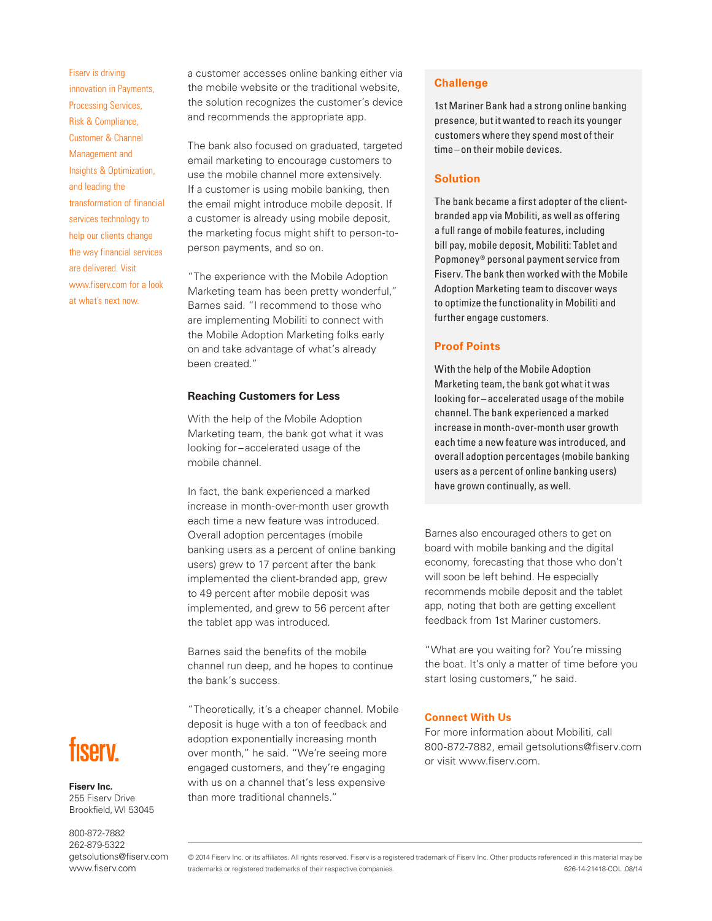Fiserv is driving innovation in Payments, Processing Services, Risk & Compliance, Customer & Channel Management and Insights & Optimization, and leading the transformation of financial services technology to help our clients change the way financial services are delivered. Visit www.fiserv.com for a look at what's next now.

a customer accesses online banking either via the mobile website or the traditional website, the solution recognizes the customer's device and recommends the appropriate app.

The bank also focused on graduated, targeted email marketing to encourage customers to use the mobile channel more extensively. If a customer is using mobile banking, then the email might introduce mobile deposit. If a customer is already using mobile deposit, the marketing focus might shift to person-to-person payments, and so on.

"The experience with the Mobile Adoption Marketing team has been pretty wonderful," Barnes said. "I recommend to those who are implementing Mobiliti to connect with the Mobile Adoption Marketing folks early on and take advantage of what's already been created."

### Reaching Customers for Less

With the help of the Mobile Adoption Marketing team, the bank got what it was looking for – accelerated usage of the mobile channel.

In fact, the bank experienced a marked increase in month-over-month user growth each time a new feature was introduced. Overall adoption percentages (mobile banking users as a percent of online banking users) grew to 17 percent after the bank implemented the client-branded app, grew to 49 percent after mobile deposit was implemented, and grew to 56 percent after the tablet app was introduced.

Barnes said the benefits of the mobile channel run deep, and he hopes to continue the bank's success.

"Theoretically, it's a cheaper channel. Mobile deposit is huge with a ton of feedback and adoption exponentially increasing month over month," he said. "We're seeing more engaged customers, and they're engaging with us on a channel that's less expensive than more traditional channels."

### Challenge

1st Mariner Bank had a strong online banking presence, but it wanted to reach its younger customers where they spend most of their time – on their mobile devices.

### Solution

The bank became a first adopter of the client-branded app via Mobiliti, as well as offering a full range of mobile features, including bill pay, mobile deposit, Mobiliti: Tablet and Popmoney® personal payment service from Fiserv. The bank then worked with the Mobile Adoption Marketing team to discover ways to optimize the functionality in Mobiliti and further engage customers.

### Proof Points

With the help of the Mobile Adoption Marketing team, the bank got what it was looking for – accelerated usage of the mobile channel. The bank experienced a marked increase in month-over-month user growth each time a new feature was introduced, and overall adoption percentages (mobile banking users as a percent of online banking users) have grown continually, as well.

Barnes also encouraged others to get on board with mobile banking and the digital economy, forecasting that those who don't will soon be left behind. He especially recommends mobile deposit and the tablet app, noting that both are getting excellent feedback from 1st Mariner customers.

"What are you waiting for? You're missing the boat. It's only a matter of time before you start losing customers," he said.

### Connect With Us

For more information about Mobiliti, call 800-872-7882, email getsolutions@fiserv.com or visit www.fiserv.com.

fiserv.

**Fiserv Inc.**
255 Fiserv Drive
Brookfield, WI 53045

800-872-7882
262-879-5322
getsolutions@fiserv.com
www.fiserv.com

© 2014 Fiserv Inc. or its affiliates. All rights reserved. Fiserv is a registered trademark of Fiserv Inc. Other products referenced in this material may be trademarks or registered trademarks of their respective companies. 626-14-21418-COL 08/14